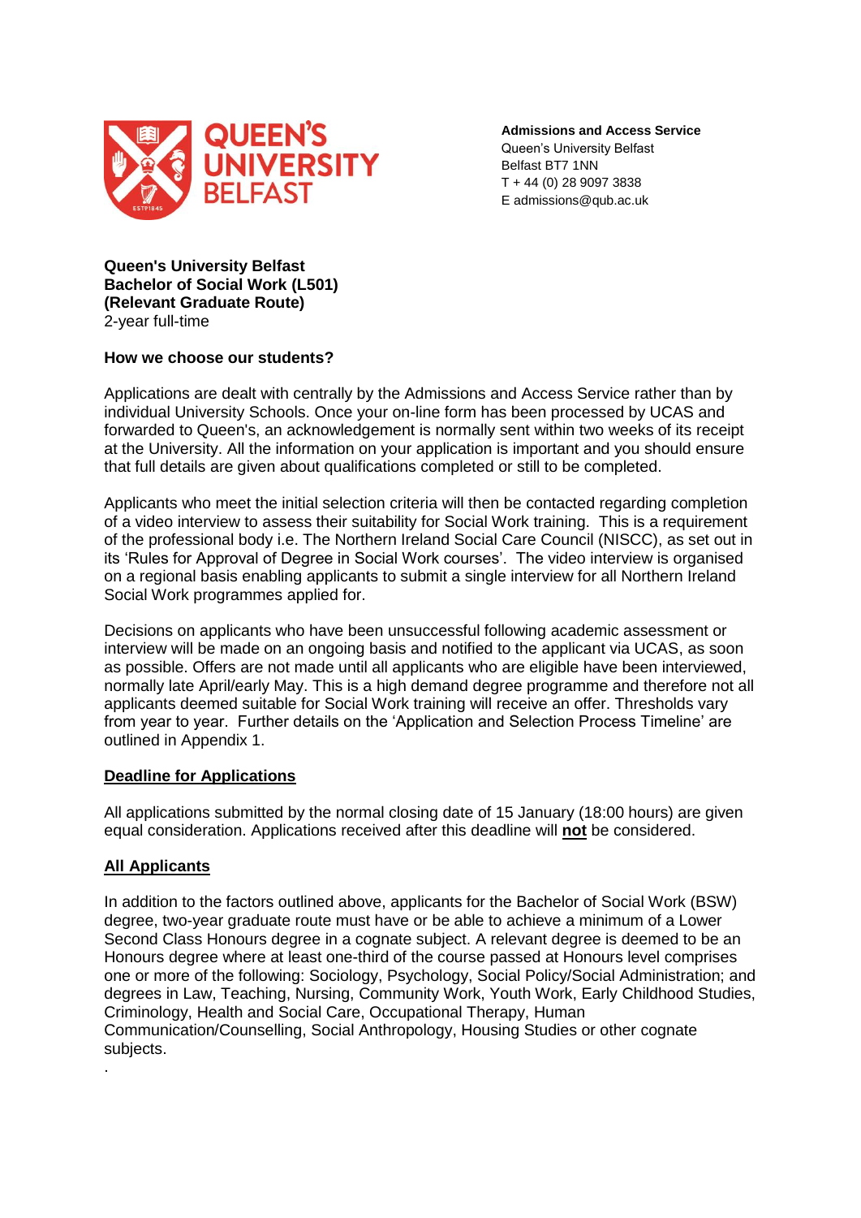**Admissions and Access Service**
Queen's University Belfast
Belfast BT7 1NN
T + 44 (0) 28 9097 3838
E admissions@qub.ac.uk

**Queen's University Belfast**
**Bachelor of Social Work (L501)**
**(Relevant Graduate Route)**
2-year full-time

**How we choose our students?**

Applications are dealt with centrally by the Admissions and Access Service rather than by individual University Schools. Once your on-line form has been processed by UCAS and forwarded to Queen's, an acknowledgement is normally sent within two weeks of its receipt at the University. All the information on your application is important and you should ensure that full details are given about qualifications completed or still to be completed.

Applicants who meet the initial selection criteria will then be contacted regarding completion of a video interview to assess their suitability for Social Work training. This is a requirement of the professional body i.e. The Northern Ireland Social Care Council (NISCC), as set out in its 'Rules for Approval of Degree in Social Work courses'. The video interview is organised on a regional basis enabling applicants to submit a single interview for all Northern Ireland Social Work programmes applied for.

Decisions on applicants who have been unsuccessful following academic assessment or interview will be made on an ongoing basis and notified to the applicant via UCAS, as soon as possible. Offers are not made until all applicants who are eligible have been interviewed, normally late April/early May. This is a high demand degree programme and therefore not all applicants deemed suitable for Social Work training will receive an offer. Thresholds vary from year to year. Further details on the 'Application and Selection Process Timeline' are outlined in Appendix 1.

**Deadline for Applications**

All applications submitted by the normal closing date of 15 January (18:00 hours) are given equal consideration. Applications received after this deadline will **not** be considered.

**All Applicants**

In addition to the factors outlined above, applicants for the Bachelor of Social Work (BSW) degree, two-year graduate route must have or be able to achieve a minimum of a Lower Second Class Honours degree in a cognate subject. A relevant degree is deemed to be an Honours degree where at least one-third of the course passed at Honours level comprises one or more of the following: Sociology, Psychology, Social Policy/Social Administration; and degrees in Law, Teaching, Nursing, Community Work, Youth Work, Early Childhood Studies, Criminology, Health and Social Care, Occupational Therapy, Human Communication/Counselling, Social Anthropology, Housing Studies or other cognate subjects.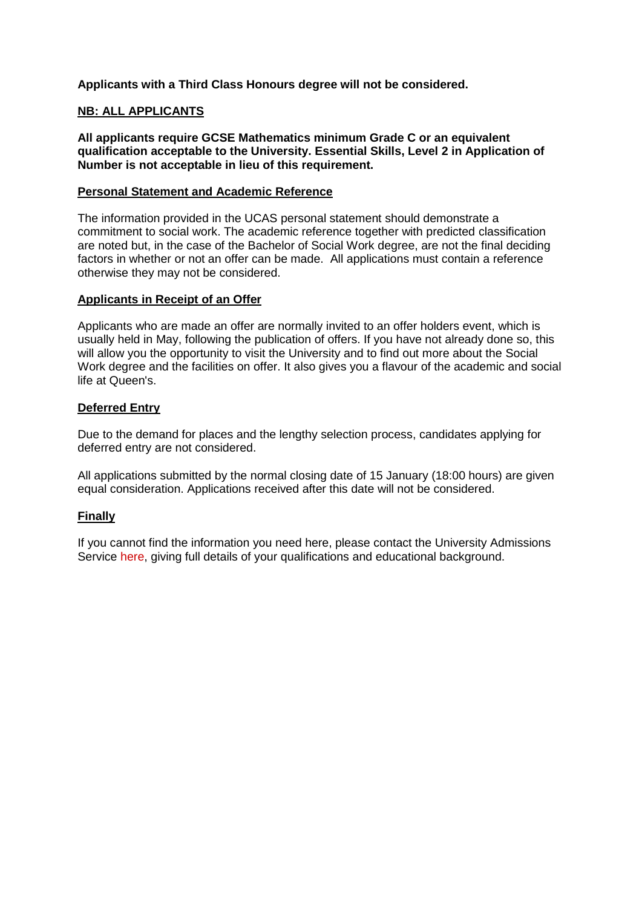**Applicants with a Third Class Honours degree will not be considered.**

## NB: ALL APPLICANTS

**All applicants require GCSE Mathematics minimum Grade C or an equivalent qualification acceptable to the University. Essential Skills, Level 2 in Application of Number is not acceptable in lieu of this requirement.**

## Personal Statement and Academic Reference

The information provided in the UCAS personal statement should demonstrate a commitment to social work. The academic reference together with predicted classification are noted but, in the case of the Bachelor of Social Work degree, are not the final deciding factors in whether or not an offer can be made. All applications must contain a reference otherwise they may not be considered.

## Applicants in Receipt of an Offer

Applicants who are made an offer are normally invited to an offer holders event, which is usually held in May, following the publication of offers. If you have not already done so, this will allow you the opportunity to visit the University and to find out more about the Social Work degree and the facilities on offer. It also gives you a flavour of the academic and social life at Queen's.

## Deferred Entry

Due to the demand for places and the lengthy selection process, candidates applying for deferred entry are not considered.

All applications submitted by the normal closing date of 15 January (18:00 hours) are given equal consideration. Applications received after this date will not be considered.

## Finally

If you cannot find the information you need here, please contact the University Admissions Service here, giving full details of your qualifications and educational background.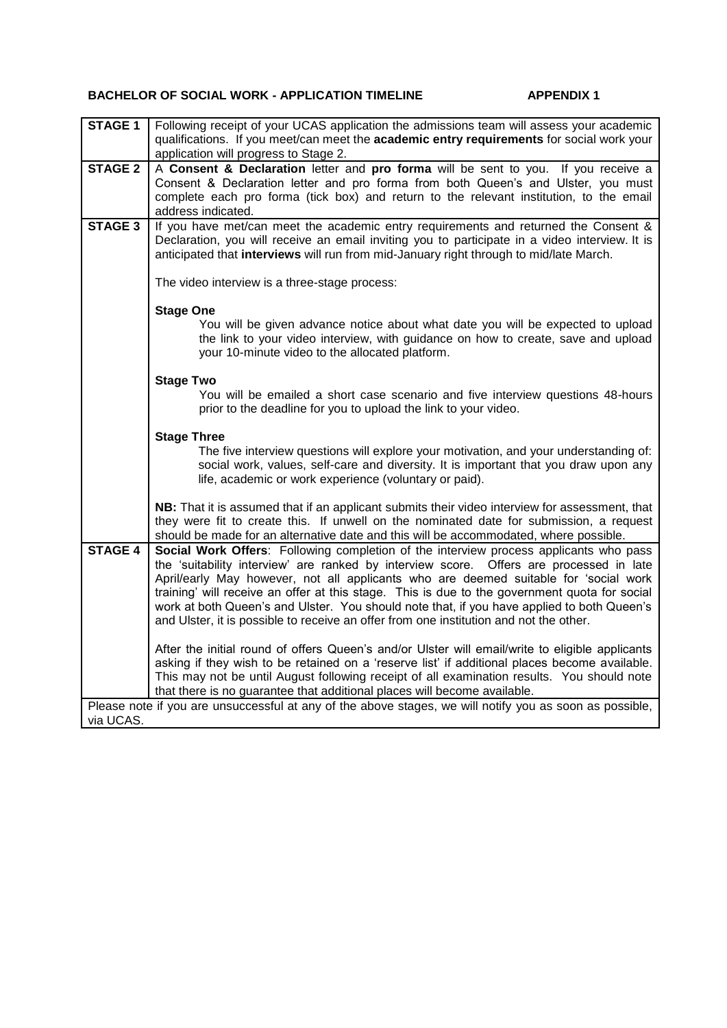**BACHELOR OF SOCIAL WORK - APPLICATION TIMELINE** **APPENDIX 1**

| | |
|---|---|
| **STAGE 1** | Following receipt of your UCAS application the admissions team will assess your academic qualifications. If you meet/can meet the **academic entry requirements** for social work your application will progress to Stage 2. |
| **STAGE 2** | A **Consent & Declaration** letter and **pro forma** will be sent to you. If you receive a Consent & Declaration letter and pro forma from both Queen's and Ulster, you must complete each pro forma (tick box) and return to the relevant institution, to the email address indicated. |
| **STAGE 3** | If you have met/can meet the academic entry requirements and returned the Consent & Declaration, you will receive an email inviting you to participate in a video interview. It is anticipated that **interviews** will run from mid-January right through to mid/late March.<br><br>The video interview is a three-stage process:<br><br>**Stage One**<br>You will be given advance notice about what date you will be expected to upload the link to your video interview, with guidance on how to create, save and upload your 10-minute video to the allocated platform.<br><br>**Stage Two**<br>You will be emailed a short case scenario and five interview questions 48-hours prior to the deadline for you to upload the link to your video.<br><br>**Stage Three**<br>The five interview questions will explore your motivation, and your understanding of: social work, values, self-care and diversity. It is important that you draw upon any life, academic or work experience (voluntary or paid).<br><br>**NB:** That it is assumed that if an applicant submits their video interview for assessment, that they were fit to create this. If unwell on the nominated date for submission, a request should be made for an alternative date and this will be accommodated, where possible. |
| **STAGE 4** | **Social Work Offers**: Following completion of the interview process applicants who pass the 'suitability interview' are ranked by interview score. Offers are processed in late April/early May however, not all applicants who are deemed suitable for 'social work training' will receive an offer at this stage. This is due to the government quota for social work at both Queen's and Ulster. You should note that, if you have applied to both Queen's and Ulster, it is possible to receive an offer from one institution and not the other.<br><br>After the initial round of offers Queen's and/or Ulster will email/write to eligible applicants asking if they wish to be retained on a 'reserve list' if additional places become available. This may not be until August following receipt of all examination results. You should note that there is no guarantee that additional places will become available. |
| Please note if you are unsuccessful at any of the above stages, we will notify you as soon as possible, via UCAS. | |